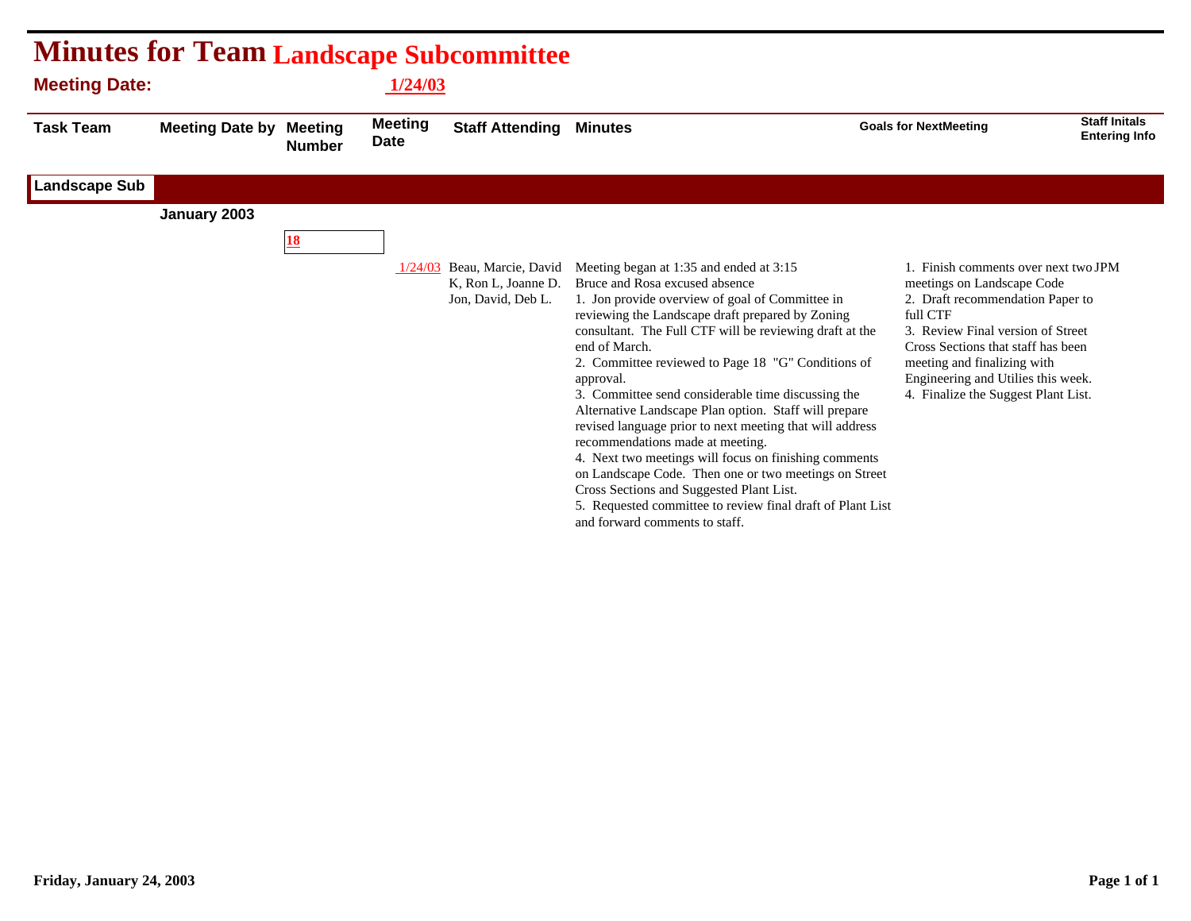# Minutes for Team Landscape Subcommittee

**Meeting Date:** 1/24/03

| Task Team | Meeting Date by | Meeting Number | Meeting Date | Staff Attending | Minutes | Goals for NextMeeting | Staff Initals Entering Info |
|---|---|---|---|---|---|---|---|
| **Landscape Sub** | | | | | | | |
| | **January 2003** | | | | | | |
| | | 18 | | | | | |
| | | | 1/24/03 | Beau, Marcie, David K, Ron L, Joanne D. Jon, David, Deb L. | Meeting began at 1:35 and ended at 3:15<br>Bruce and Rosa excused absence<br>1. Jon provide overview of goal of Committee in reviewing the Landscape draft prepared by Zoning consultant. The Full CTF will be reviewing draft at the end of March.<br>2. Committee reviewed to Page 18 "G" Conditions of approval.<br>3. Committee send considerable time discussing the Alternative Landscape Plan option. Staff will prepare revised language prior to next meeting that will address recommendations made at meeting.<br>4. Next two meetings will focus on finishing comments on Landscape Code. Then one or two meetings on Street Cross Sections and Suggested Plant List.<br>5. Requested committee to review final draft of Plant List and forward comments to staff. | 1. Finish comments over next two meetings on Landscape Code<br>2. Draft recommendation Paper to full CTF<br>3. Review Final version of Street Cross Sections that staff has been meeting and finalizing with Engineering and Utilies this week.<br>4. Finalize the Suggest Plant List. | JPM |

**Friday, January 24, 2003**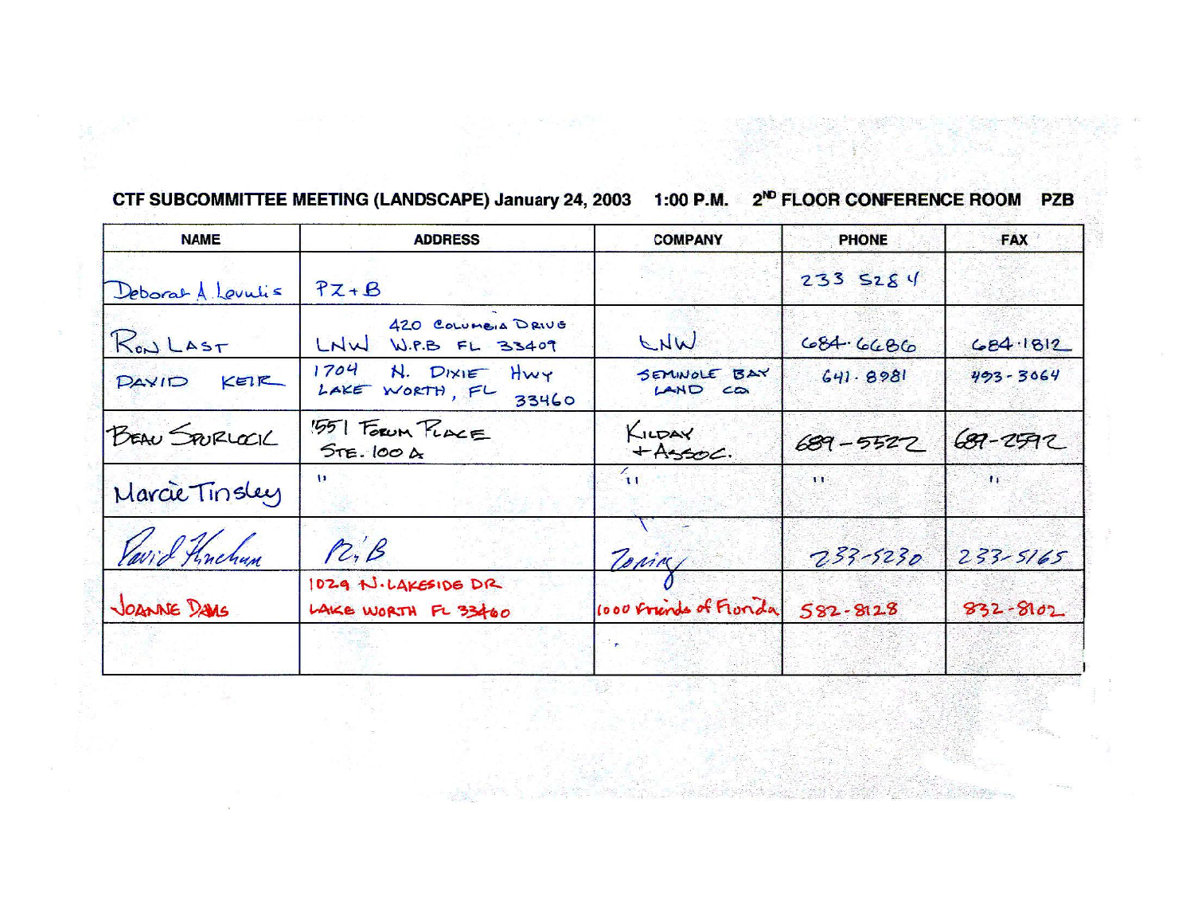**CTF SUBCOMMITTEE MEETING (LANDSCAPE) January 24, 2003 1:00 P.M. 2[ND] FLOOR CONFERENCE ROOM PZB**

| NAME | ADDRESS | COMPANY | PHONE | FAX |
|---|---|---|---|---|
| Deborah A. Levulis | PZ+B | | 233 5284 | |
| RON LAST | 420 COLUMBIA DRIVE LNW W.P.B FL 33409 | LNW | 684-6686 | 684-1812 |
| DAVID KEIR | 1704 N. DIXIE HWY LAKE WORTH, FL 33460 | SEMINOLE BAY LAND CO | 641-8981 | 493-3064 |
| BEAU SPURLOCK | 1551 FORUM PLACE STE. 100 A | KILDAY + ASSOC. | 689-5522 | 689-2592 |
| Marcie Tinsley | " | " | " | " |
| David Hinchum | PZ;B | Zoning | 233-5230 | 233-5165 |
| JOANNE DAVIS | 1029 N. LAKESIDE DR LAKE WORTH FL 33460 | 1000 Friends of Florida | 582-8128 | 832-8102 |
| | | | | |